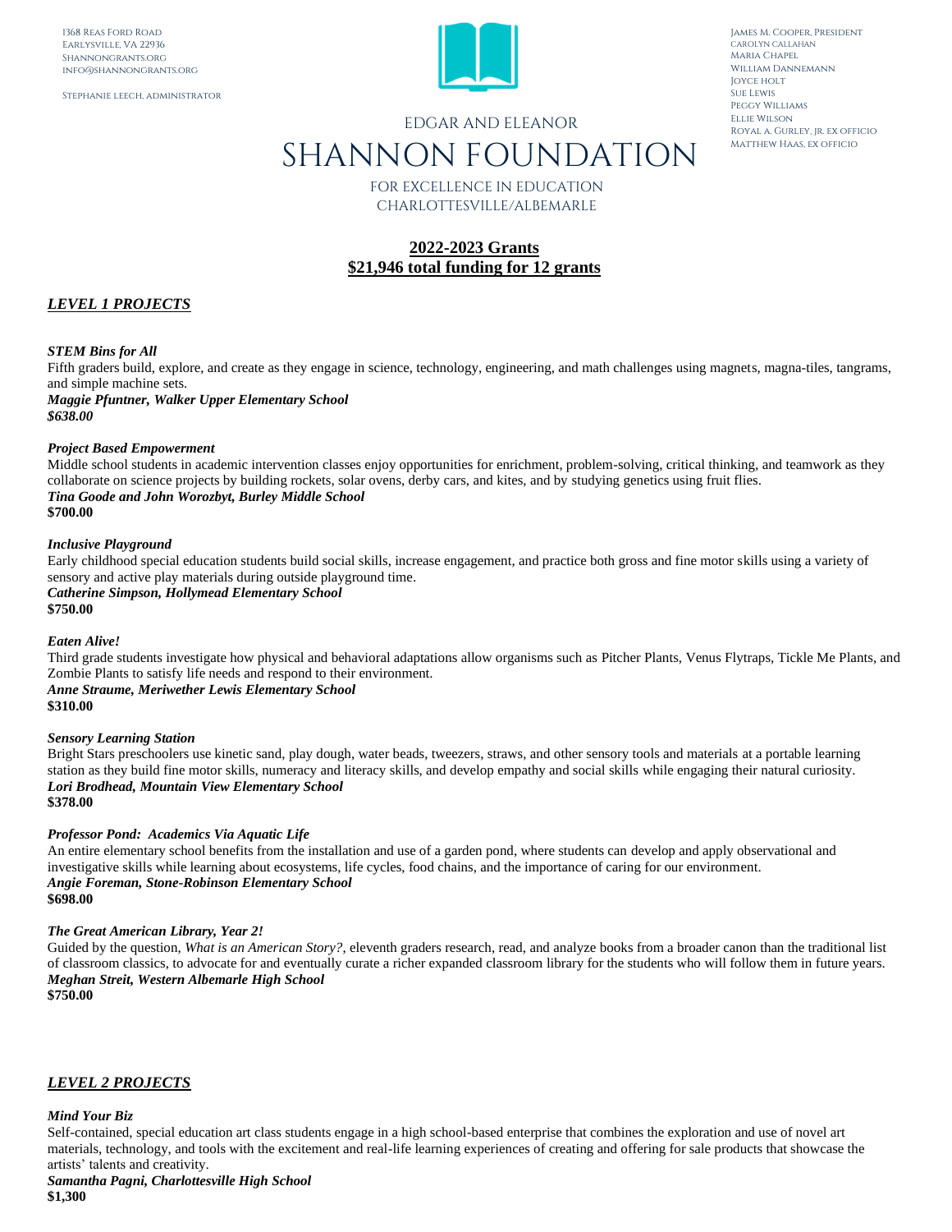1368 Reas Ford Road
Earlysville, VA 22936
Shannongrants.org
info@shannongrants.org

Stephanie Leech, Administrator

EDGAR AND ELEANOR

# SHANNON FOUNDATION

FOR EXCELLENCE IN EDUCATION
CHARLOTTESVILLE/ALBEMARLE

James M. Cooper, President
Carolyn Callahan
Maria Chapel
William Dannemann
Joyce Holt
Sue Lewis
Peggy Williams
Ellie Wilson
Royal A. Gurley, Jr. ex officio
Matthew Haas, ex officio

## 2022-2023 Grants
## $21,946 total funding for 12 grants

### *LEVEL 1 PROJECTS*

***STEM Bins for All***
Fifth graders build, explore, and create as they engage in science, technology, engineering, and math challenges using magnets, magna-tiles, tangrams, and simple machine sets.
***Maggie Pfuntner, Walker Upper Elementary School***
***$638.00***

***Project Based Empowerment***
Middle school students in academic intervention classes enjoy opportunities for enrichment, problem-solving, critical thinking, and teamwork as they collaborate on science projects by building rockets, solar ovens, derby cars, and kites, and by studying genetics using fruit flies.
***Tina Goode and John Worozbyt, Burley Middle School***
**$700.00**

***Inclusive Playground***
Early childhood special education students build social skills, increase engagement, and practice both gross and fine motor skills using a variety of sensory and active play materials during outside playground time.
***Catherine Simpson, Hollymead Elementary School***
**$750.00**

***Eaten Alive!***
Third grade students investigate how physical and behavioral adaptations allow organisms such as Pitcher Plants, Venus Flytraps, Tickle Me Plants, and Zombie Plants to satisfy life needs and respond to their environment.
***Anne Straume, Meriwether Lewis Elementary School***
**$310.00**

***Sensory Learning Station***
Bright Stars preschoolers use kinetic sand, play dough, water beads, tweezers, straws, and other sensory tools and materials at a portable learning station as they build fine motor skills, numeracy and literacy skills, and develop empathy and social skills while engaging their natural curiosity.
***Lori Brodhead, Mountain View Elementary School***
**$378.00**

***Professor Pond: Academics Via Aquatic Life***
An entire elementary school benefits from the installation and use of a garden pond, where students can develop and apply observational and investigative skills while learning about ecosystems, life cycles, food chains, and the importance of caring for our environment.
***Angie Foreman, Stone-Robinson Elementary School***
**$698.00**

***The Great American Library, Year 2!***
Guided by the question, *What is an American Story?*, eleventh graders research, read, and analyze books from a broader canon than the traditional list of classroom classics, to advocate for and eventually curate a richer expanded classroom library for the students who will follow them in future years.
***Meghan Streit, Western Albemarle High School***
**$750.00**

### *LEVEL 2 PROJECTS*

***Mind Your Biz***
Self-contained, special education art class students engage in a high school-based enterprise that combines the exploration and use of novel art materials, technology, and tools with the excitement and real-life learning experiences of creating and offering for sale products that showcase the artists' talents and creativity.
***Samantha Pagni, Charlottesville High School***
**$1,300**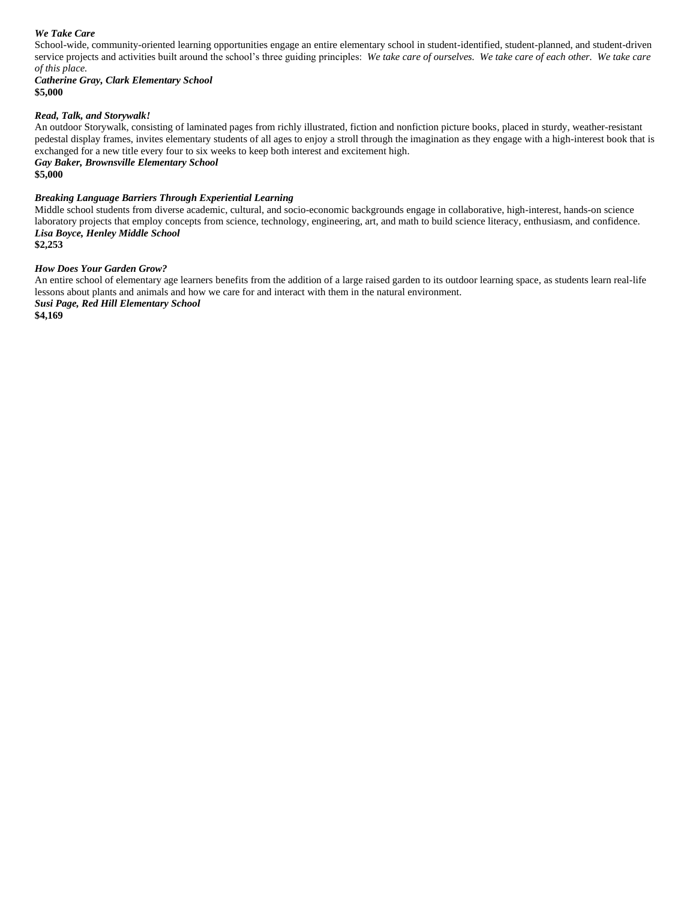***We Take Care***
School-wide, community-oriented learning opportunities engage an entire elementary school in student-identified, student-planned, and student-driven service projects and activities built around the school's three guiding principles: *We take care of ourselves. We take care of each other. We take care of this place.*
***Catherine Gray, Clark Elementary School***
**$5,000**

***Read, Talk, and Storywalk!***
An outdoor Storywalk, consisting of laminated pages from richly illustrated, fiction and nonfiction picture books, placed in sturdy, weather-resistant pedestal display frames, invites elementary students of all ages to enjoy a stroll through the imagination as they engage with a high-interest book that is exchanged for a new title every four to six weeks to keep both interest and excitement high.
***Gay Baker, Brownsville Elementary School***
**$5,000**

***Breaking Language Barriers Through Experiential Learning***
Middle school students from diverse academic, cultural, and socio-economic backgrounds engage in collaborative, high-interest, hands-on science laboratory projects that employ concepts from science, technology, engineering, art, and math to build science literacy, enthusiasm, and confidence.
***Lisa Boyce, Henley Middle School***
**$2,253**

***How Does Your Garden Grow?***
An entire school of elementary age learners benefits from the addition of a large raised garden to its outdoor learning space, as students learn real-life lessons about plants and animals and how we care for and interact with them in the natural environment.
***Susi Page, Red Hill Elementary School***
**$4,169**